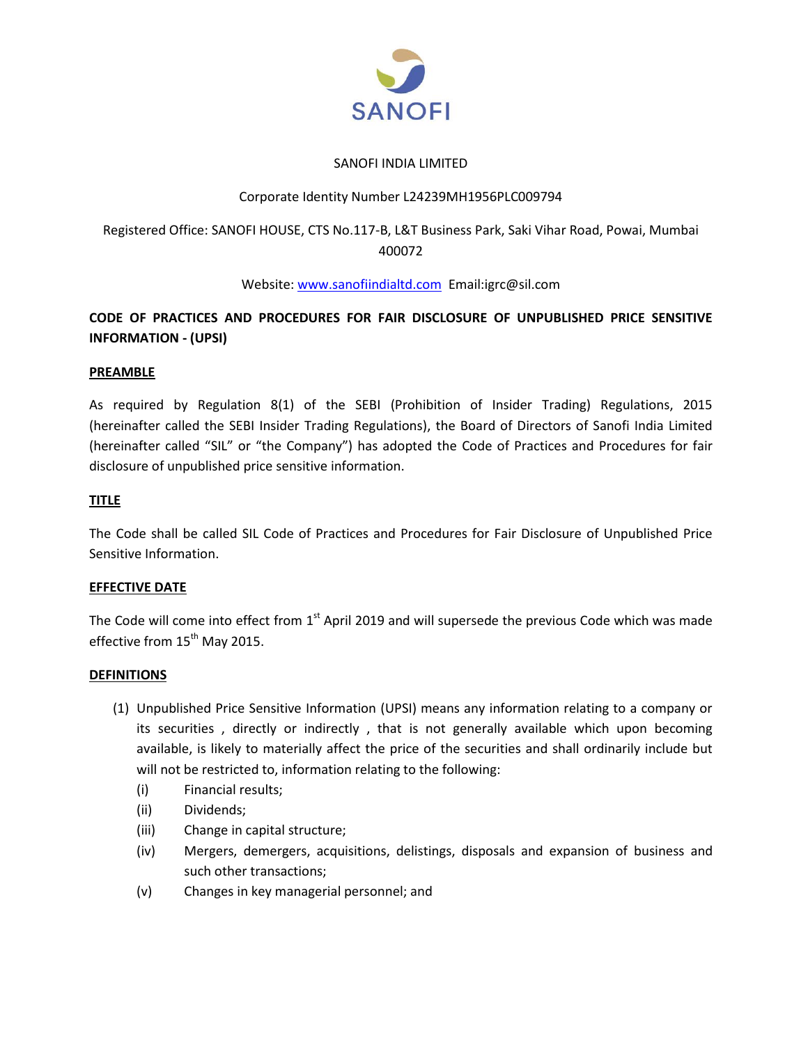SANOFI

SANOFI INDIA LIMITED

Corporate Identity Number L24239MH1956PLC009794

Registered Office: SANOFI HOUSE, CTS No.117-B, L&T Business Park, Saki Vihar Road, Powai, Mumbai 400072

Website: www.sanofiindialtd.com Email:igrc@sil.com

**CODE OF PRACTICES AND PROCEDURES FOR FAIR DISCLOSURE OF UNPUBLISHED PRICE SENSITIVE INFORMATION - (UPSI)**

## PREAMBLE

As required by Regulation 8(1) of the SEBI (Prohibition of Insider Trading) Regulations, 2015 (hereinafter called the SEBI Insider Trading Regulations), the Board of Directors of Sanofi India Limited (hereinafter called "SIL" or "the Company") has adopted the Code of Practices and Procedures for fair disclosure of unpublished price sensitive information.

## TITLE

The Code shall be called SIL Code of Practices and Procedures for Fair Disclosure of Unpublished Price Sensitive Information.

## EFFECTIVE DATE

The Code will come into effect from 1st April 2019 and will supersede the previous Code which was made effective from 15th May 2015.

## DEFINITIONS

(1) Unpublished Price Sensitive Information (UPSI) means any information relating to a company or its securities , directly or indirectly , that is not generally available which upon becoming available, is likely to materially affect the price of the securities and shall ordinarily include but will not be restricted to, information relating to the following:

- (i) Financial results;
- (ii) Dividends;
- (iii) Change in capital structure;
- (iv) Mergers, demergers, acquisitions, delistings, disposals and expansion of business and such other transactions;
- (v) Changes in key managerial personnel; and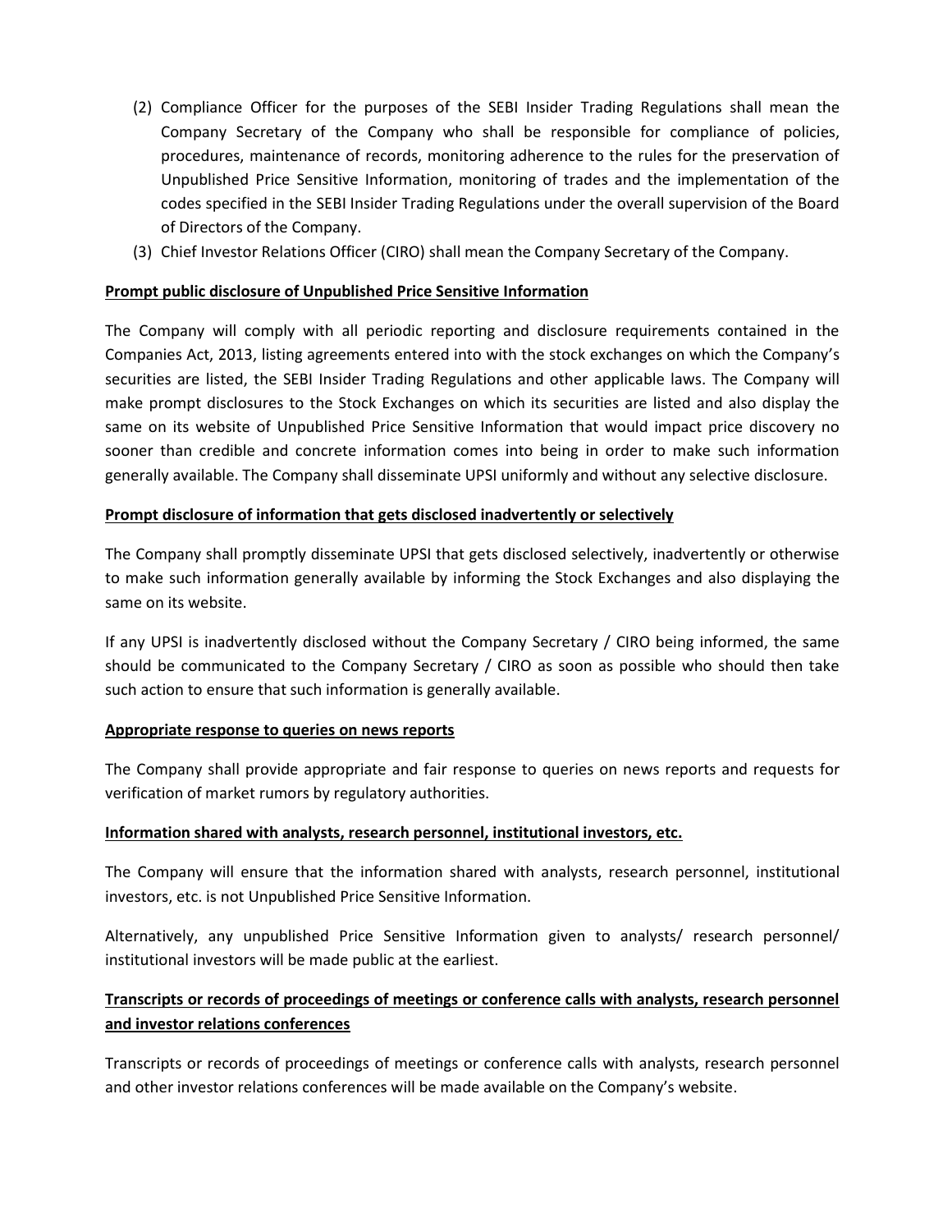(2) Compliance Officer for the purposes of the SEBI Insider Trading Regulations shall mean the Company Secretary of the Company who shall be responsible for compliance of policies, procedures, maintenance of records, monitoring adherence to the rules for the preservation of Unpublished Price Sensitive Information, monitoring of trades and the implementation of the codes specified in the SEBI Insider Trading Regulations under the overall supervision of the Board of Directors of the Company.

(3) Chief Investor Relations Officer (CIRO) shall mean the Company Secretary of the Company.

**Prompt public disclosure of Unpublished Price Sensitive Information**

The Company will comply with all periodic reporting and disclosure requirements contained in the Companies Act, 2013, listing agreements entered into with the stock exchanges on which the Company's securities are listed, the SEBI Insider Trading Regulations and other applicable laws. The Company will make prompt disclosures to the Stock Exchanges on which its securities are listed and also display the same on its website of Unpublished Price Sensitive Information that would impact price discovery no sooner than credible and concrete information comes into being in order to make such information generally available. The Company shall disseminate UPSI uniformly and without any selective disclosure.

**Prompt disclosure of information that gets disclosed inadvertently or selectively**

The Company shall promptly disseminate UPSI that gets disclosed selectively, inadvertently or otherwise to make such information generally available by informing the Stock Exchanges and also displaying the same on its website.

If any UPSI is inadvertently disclosed without the Company Secretary / CIRO being informed, the same should be communicated to the Company Secretary / CIRO as soon as possible who should then take such action to ensure that such information is generally available.

**Appropriate response to queries on news reports**

The Company shall provide appropriate and fair response to queries on news reports and requests for verification of market rumors by regulatory authorities.

**Information shared with analysts, research personnel, institutional investors, etc.**

The Company will ensure that the information shared with analysts, research personnel, institutional investors, etc. is not Unpublished Price Sensitive Information.

Alternatively, any unpublished Price Sensitive Information given to analysts/ research personnel/ institutional investors will be made public at the earliest.

**Transcripts or records of proceedings of meetings or conference calls with analysts, research personnel and investor relations conferences**

Transcripts or records of proceedings of meetings or conference calls with analysts, research personnel and other investor relations conferences will be made available on the Company's website.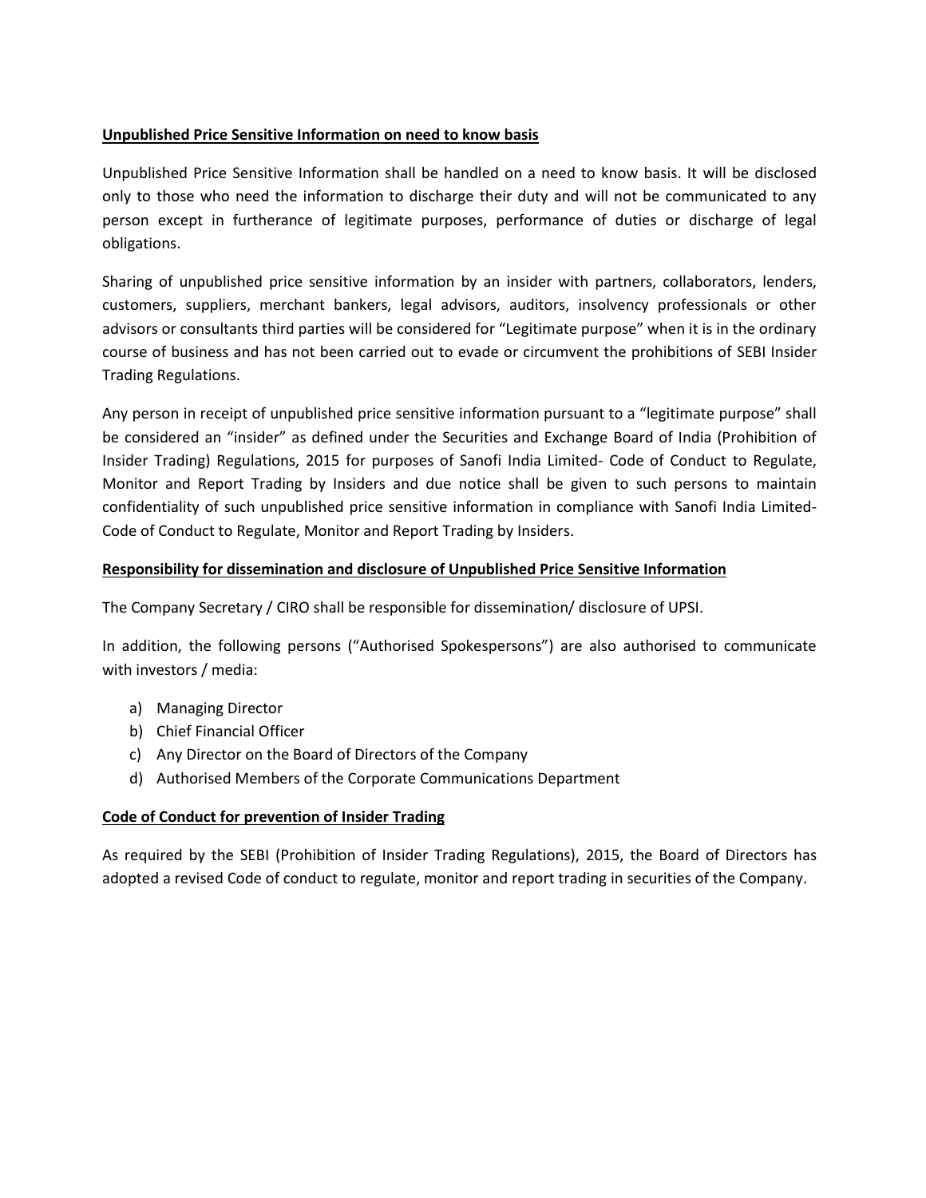**Unpublished Price Sensitive Information on need to know basis**

Unpublished Price Sensitive Information shall be handled on a need to know basis. It will be disclosed only to those who need the information to discharge their duty and will not be communicated to any person except in furtherance of legitimate purposes, performance of duties or discharge of legal obligations.

Sharing of unpublished price sensitive information by an insider with partners, collaborators, lenders, customers, suppliers, merchant bankers, legal advisors, auditors, insolvency professionals or other advisors or consultants third parties will be considered for "Legitimate purpose" when it is in the ordinary course of business and has not been carried out to evade or circumvent the prohibitions of SEBI Insider Trading Regulations.

Any person in receipt of unpublished price sensitive information pursuant to a "legitimate purpose" shall be considered an "insider" as defined under the Securities and Exchange Board of India (Prohibition of Insider Trading) Regulations, 2015 for purposes of Sanofi India Limited- Code of Conduct to Regulate, Monitor and Report Trading by Insiders and due notice shall be given to such persons to maintain confidentiality of such unpublished price sensitive information in compliance with Sanofi India Limited-Code of Conduct to Regulate, Monitor and Report Trading by Insiders.

**Responsibility for dissemination and disclosure of Unpublished Price Sensitive Information**

The Company Secretary / CIRO shall be responsible for dissemination/ disclosure of UPSI.

In addition, the following persons ("Authorised Spokespersons") are also authorised to communicate with investors / media:

a) Managing Director
b) Chief Financial Officer
c) Any Director on the Board of Directors of the Company
d) Authorised Members of the Corporate Communications Department

**Code of Conduct for prevention of Insider Trading**

As required by the SEBI (Prohibition of Insider Trading Regulations), 2015, the Board of Directors has adopted a revised Code of conduct to regulate, monitor and report trading in securities of the Company.